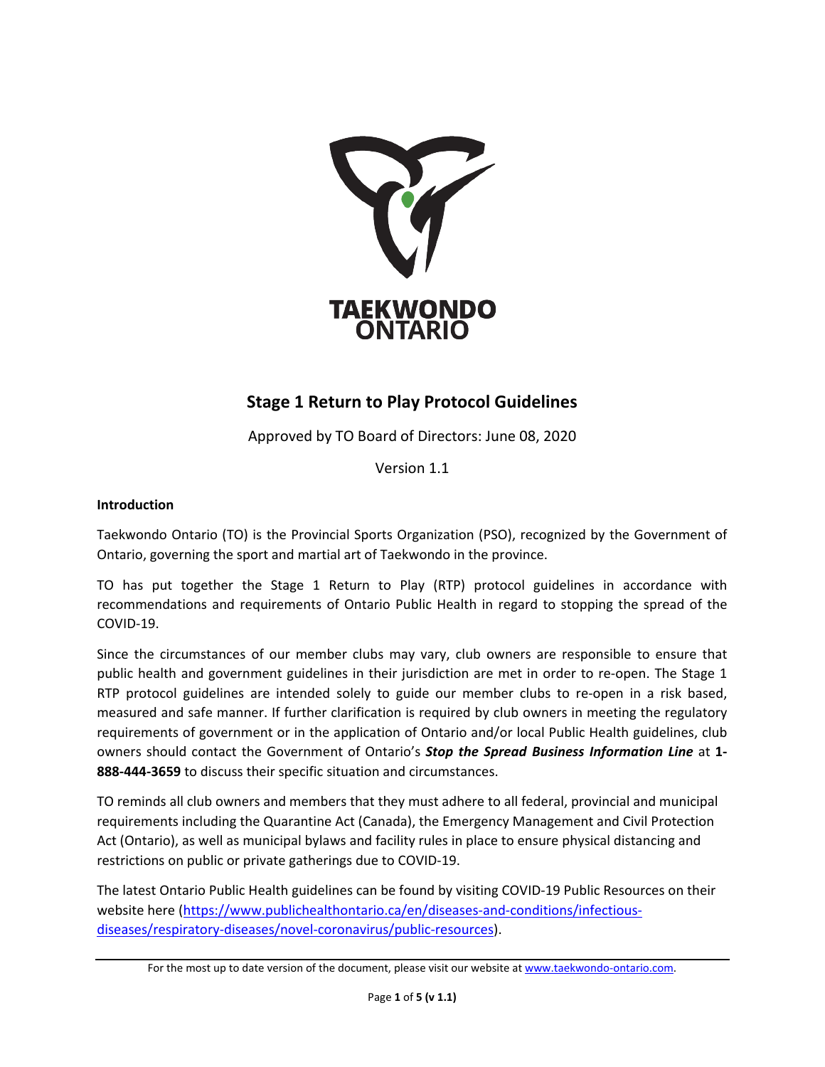TAEKWONDO ONTARIO

# Stage 1 Return to Play Protocol Guidelines

Approved by TO Board of Directors: June 08, 2020

Version 1.1

**Introduction**

Taekwondo Ontario (TO) is the Provincial Sports Organization (PSO), recognized by the Government of Ontario, governing the sport and martial art of Taekwondo in the province.

TO has put together the Stage 1 Return to Play (RTP) protocol guidelines in accordance with recommendations and requirements of Ontario Public Health in regard to stopping the spread of the COVID-19.

Since the circumstances of our member clubs may vary, club owners are responsible to ensure that public health and government guidelines in their jurisdiction are met in order to re-open. The Stage 1 RTP protocol guidelines are intended solely to guide our member clubs to re-open in a risk based, measured and safe manner. If further clarification is required by club owners in meeting the regulatory requirements of government or in the application of Ontario and/or local Public Health guidelines, club owners should contact the Government of Ontario's ***Stop the Spread Business Information Line*** at **1-888-444-3659** to discuss their specific situation and circumstances.

TO reminds all club owners and members that they must adhere to all federal, provincial and municipal requirements including the Quarantine Act (Canada), the Emergency Management and Civil Protection Act (Ontario), as well as municipal bylaws and facility rules in place to ensure physical distancing and restrictions on public or private gatherings due to COVID-19.

The latest Ontario Public Health guidelines can be found by visiting COVID-19 Public Resources on their website here (https://www.publichealthontario.ca/en/diseases-and-conditions/infectious-diseases/respiratory-diseases/novel-coronavirus/public-resources).

For the most up to date version of the document, please visit our website at www.taekwondo-ontario.com.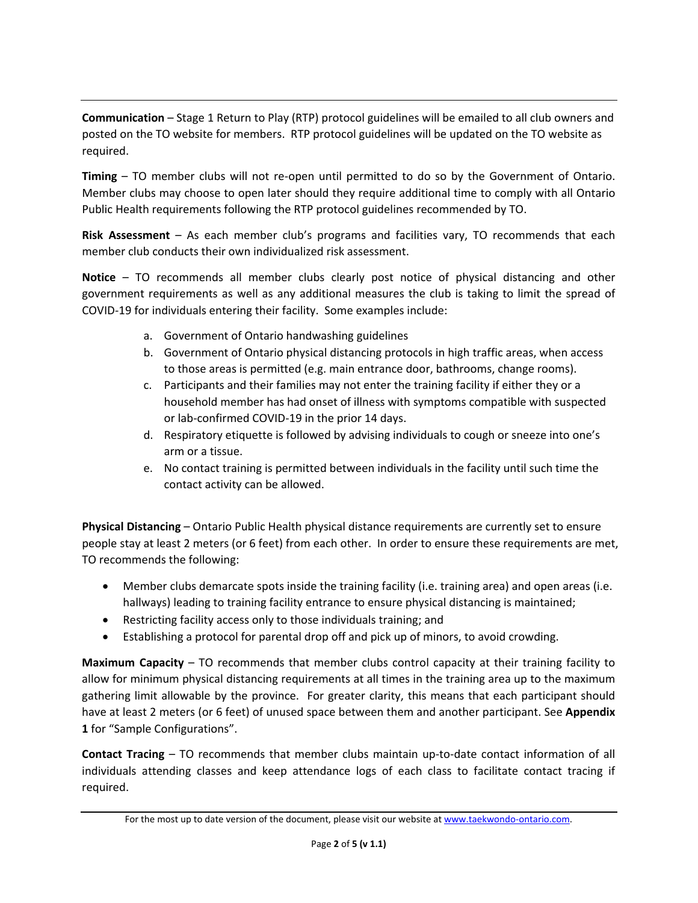**Communication** – Stage 1 Return to Play (RTP) protocol guidelines will be emailed to all club owners and posted on the TO website for members. RTP protocol guidelines will be updated on the TO website as required.

**Timing** – TO member clubs will not re-open until permitted to do so by the Government of Ontario. Member clubs may choose to open later should they require additional time to comply with all Ontario Public Health requirements following the RTP protocol guidelines recommended by TO.

**Risk Assessment** – As each member club's programs and facilities vary, TO recommends that each member club conducts their own individualized risk assessment.

**Notice** – TO recommends all member clubs clearly post notice of physical distancing and other government requirements as well as any additional measures the club is taking to limit the spread of COVID-19 for individuals entering their facility. Some examples include:

a. Government of Ontario handwashing guidelines
b. Government of Ontario physical distancing protocols in high traffic areas, when access to those areas is permitted (e.g. main entrance door, bathrooms, change rooms).
c. Participants and their families may not enter the training facility if either they or a household member has had onset of illness with symptoms compatible with suspected or lab-confirmed COVID-19 in the prior 14 days.
d. Respiratory etiquette is followed by advising individuals to cough or sneeze into one's arm or a tissue.
e. No contact training is permitted between individuals in the facility until such time the contact activity can be allowed.

**Physical Distancing** – Ontario Public Health physical distance requirements are currently set to ensure people stay at least 2 meters (or 6 feet) from each other. In order to ensure these requirements are met, TO recommends the following:

- Member clubs demarcate spots inside the training facility (i.e. training area) and open areas (i.e. hallways) leading to training facility entrance to ensure physical distancing is maintained;
- Restricting facility access only to those individuals training; and
- Establishing a protocol for parental drop off and pick up of minors, to avoid crowding.

**Maximum Capacity** – TO recommends that member clubs control capacity at their training facility to allow for minimum physical distancing requirements at all times in the training area up to the maximum gathering limit allowable by the province. For greater clarity, this means that each participant should have at least 2 meters (or 6 feet) of unused space between them and another participant. See **Appendix 1** for "Sample Configurations".

**Contact Tracing** – TO recommends that member clubs maintain up-to-date contact information of all individuals attending classes and keep attendance logs of each class to facilitate contact tracing if required.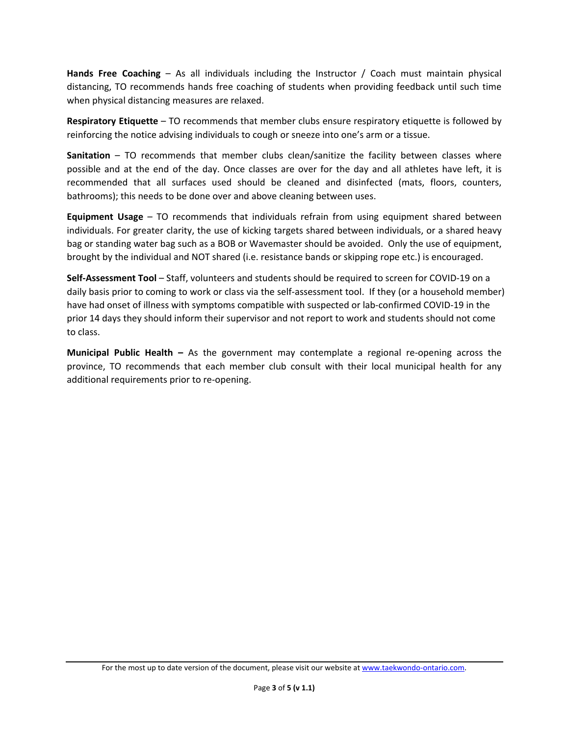**Hands Free Coaching** – As all individuals including the Instructor / Coach must maintain physical distancing, TO recommends hands free coaching of students when providing feedback until such time when physical distancing measures are relaxed.

**Respiratory Etiquette** – TO recommends that member clubs ensure respiratory etiquette is followed by reinforcing the notice advising individuals to cough or sneeze into one's arm or a tissue.

**Sanitation** – TO recommends that member clubs clean/sanitize the facility between classes where possible and at the end of the day. Once classes are over for the day and all athletes have left, it is recommended that all surfaces used should be cleaned and disinfected (mats, floors, counters, bathrooms); this needs to be done over and above cleaning between uses.

**Equipment Usage** – TO recommends that individuals refrain from using equipment shared between individuals. For greater clarity, the use of kicking targets shared between individuals, or a shared heavy bag or standing water bag such as a BOB or Wavemaster should be avoided. Only the use of equipment, brought by the individual and NOT shared (i.e. resistance bands or skipping rope etc.) is encouraged.

**Self-Assessment Tool** – Staff, volunteers and students should be required to screen for COVID-19 on a daily basis prior to coming to work or class via the self-assessment tool. If they (or a household member) have had onset of illness with symptoms compatible with suspected or lab-confirmed COVID-19 in the prior 14 days they should inform their supervisor and not report to work and students should not come to class.

**Municipal Public Health –** As the government may contemplate a regional re-opening across the province, TO recommends that each member club consult with their local municipal health for any additional requirements prior to re-opening.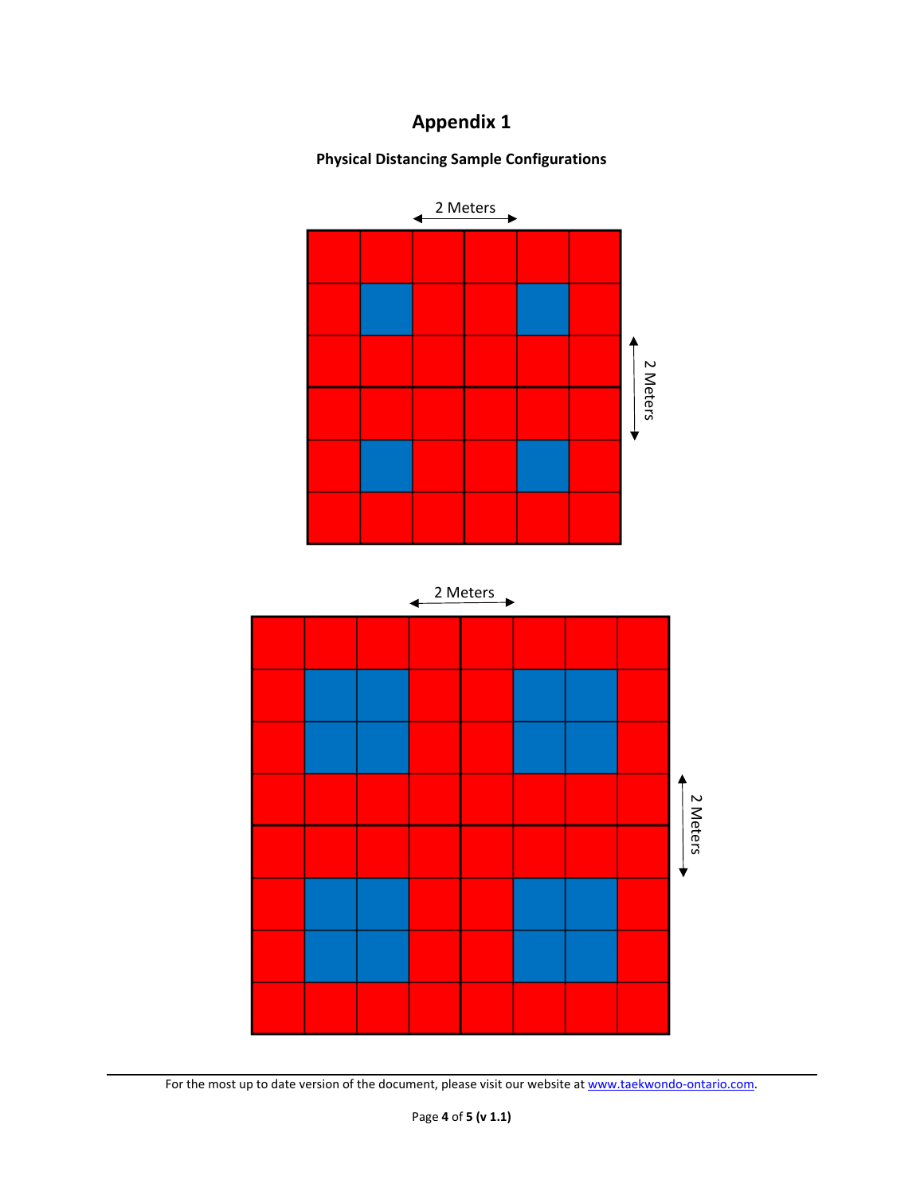# Appendix 1

**Physical Distancing Sample Configurations**

2 Meters

2 Meters

2 Meters

2 Meters

For the most up to date version of the document, please visit our website at www.taekwondo-ontario.com.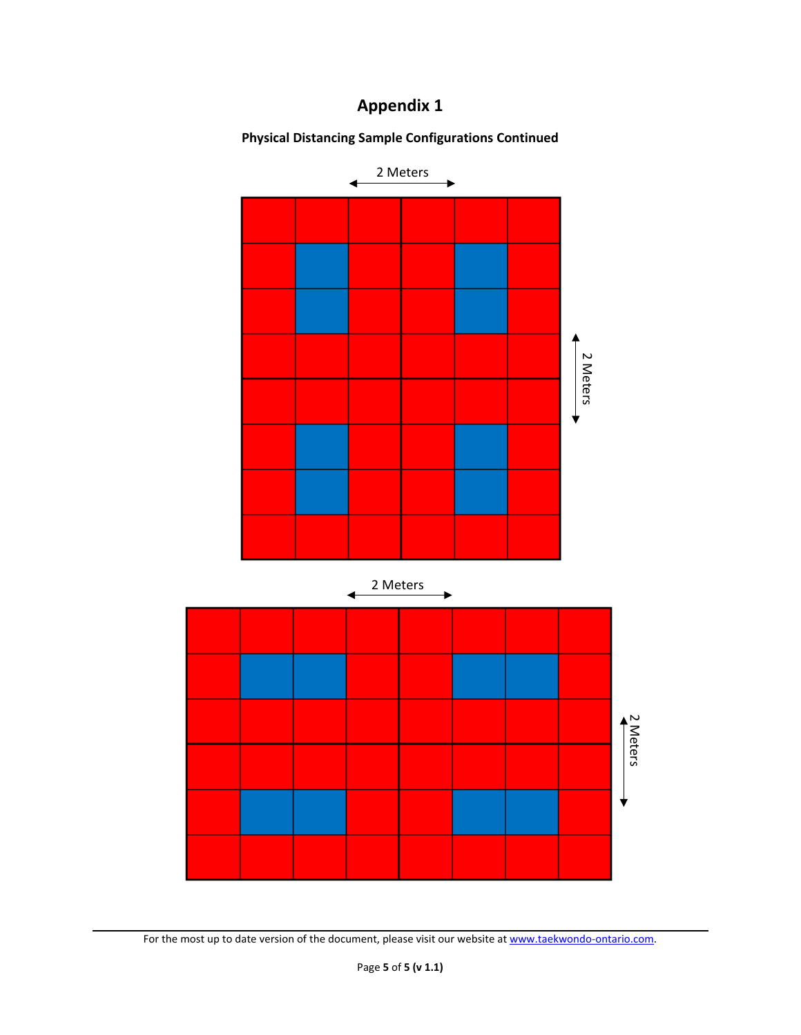# Appendix 1

**Physical Distancing Sample Configurations Continued**

2 Meters

2 Meters

2 Meters

2 Meters

For the most up to date version of the document, please visit our website at [www.taekwondo-ontario.com](http://www.taekwondo-ontario.com).